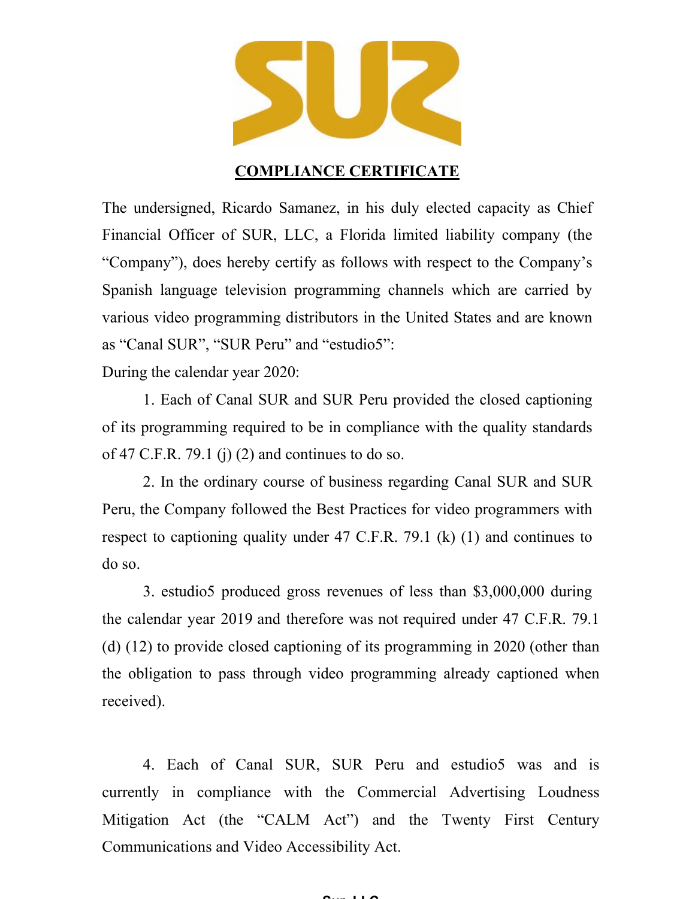# COMPLIANCE CERTIFICATE

The undersigned, Ricardo Samanez, in his duly elected capacity as Chief Financial Officer of SUR, LLC, a Florida limited liability company (the "Company"), does hereby certify as follows with respect to the Company's Spanish language television programming channels which are carried by various video programming distributors in the United States and are known as "Canal SUR", "SUR Peru" and "estudio5":

During the calendar year 2020:

1. Each of Canal SUR and SUR Peru provided the closed captioning of its programming required to be in compliance with the quality standards of 47 C.F.R. 79.1 (j) (2) and continues to do so.

2. In the ordinary course of business regarding Canal SUR and SUR Peru, the Company followed the Best Practices for video programmers with respect to captioning quality under 47 C.F.R. 79.1 (k) (1) and continues to do so.

3. estudio5 produced gross revenues of less than $3,000,000 during the calendar year 2019 and therefore was not required under 47 C.F.R. 79.1 (d) (12) to provide closed captioning of its programming in 2020 (other than the obligation to pass through video programming already captioned when received).

4. Each of Canal SUR, SUR Peru and estudio5 was and is currently in compliance with the Commercial Advertising Loudness Mitigation Act (the "CALM Act") and the Twenty First Century Communications and Video Accessibility Act.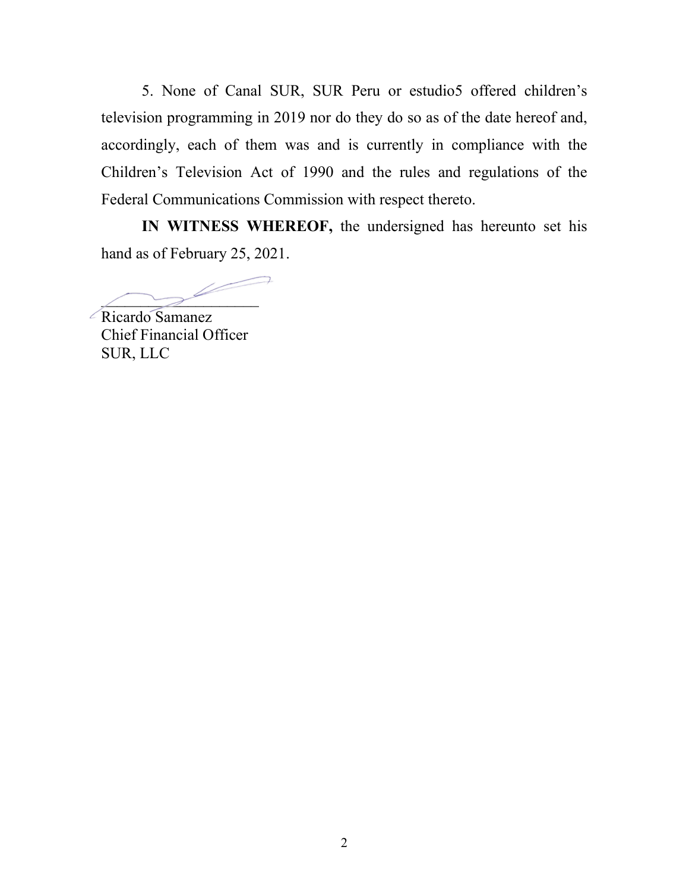5. None of Canal SUR, SUR Peru or estudio5 offered children's television programming in 2019 nor do they do so as of the date hereof and, accordingly, each of them was and is currently in compliance with the Children's Television Act of 1990 and the rules and regulations of the Federal Communications Commission with respect thereto.

**IN WITNESS WHEREOF,** the undersigned has hereunto set his hand as of February 25, 2021.

______________________

Ricardo Samanez
Chief Financial Officer
SUR, LLC